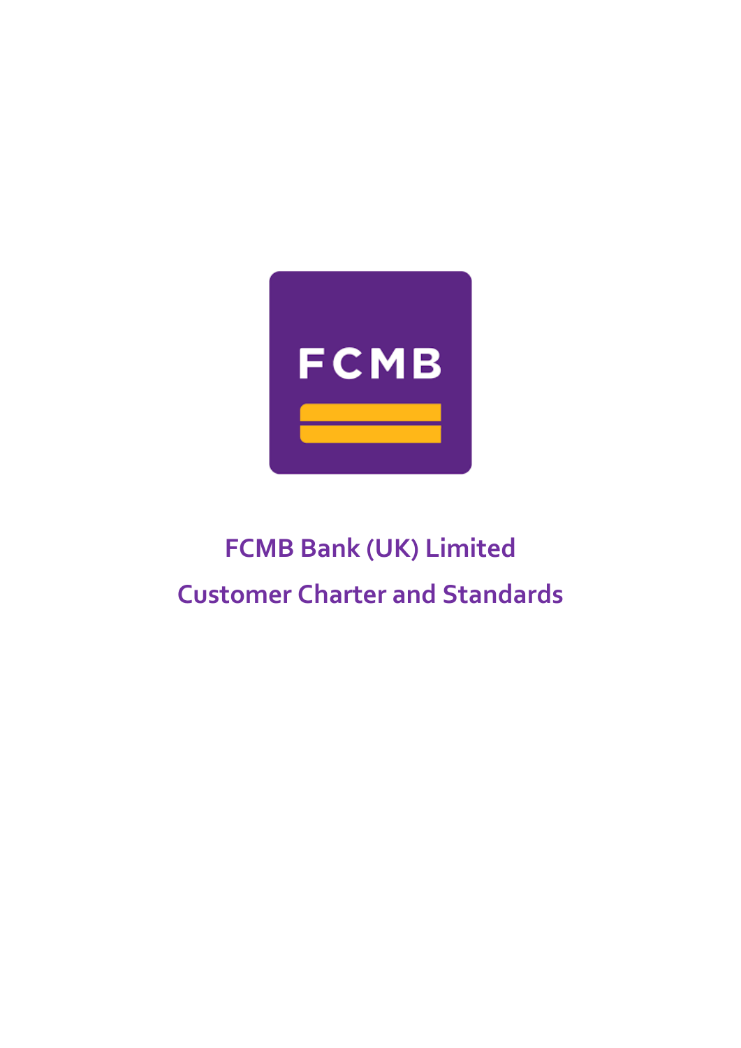# FCMB Bank (UK) Limited

# Customer Charter and Standards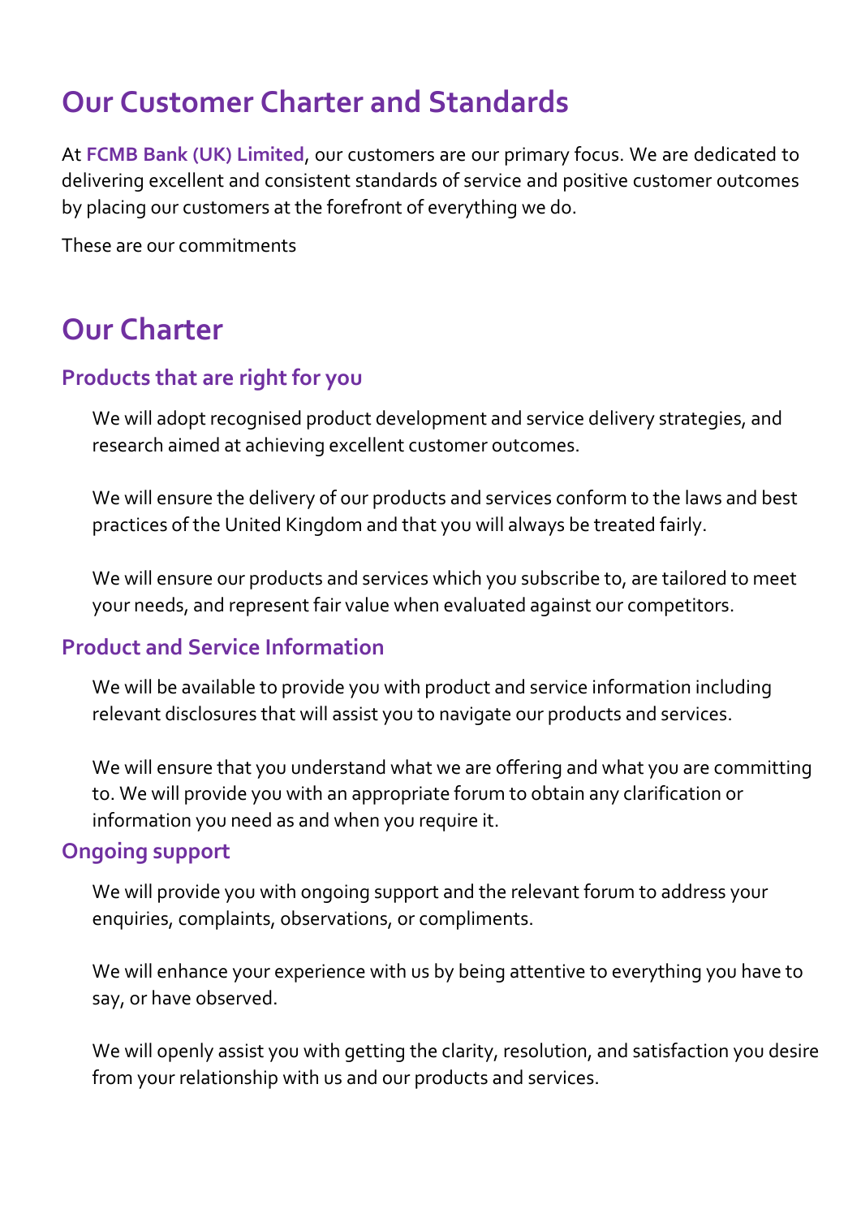# Our Customer Charter and Standards

At **FCMB Bank (UK) Limited**, our customers are our primary focus. We are dedicated to delivering excellent and consistent standards of service and positive customer outcomes by placing our customers at the forefront of everything we do.

These are our commitments

# Our Charter

## Products that are right for you

We will adopt recognised product development and service delivery strategies, and research aimed at achieving excellent customer outcomes.

We will ensure the delivery of our products and services conform to the laws and best practices of the United Kingdom and that you will always be treated fairly.

We will ensure our products and services which you subscribe to, are tailored to meet your needs, and represent fair value when evaluated against our competitors.

## Product and Service Information

We will be available to provide you with product and service information including relevant disclosures that will assist you to navigate our products and services.

We will ensure that you understand what we are offering and what you are committing to. We will provide you with an appropriate forum to obtain any clarification or information you need as and when you require it.

## Ongoing support

We will provide you with ongoing support and the relevant forum to address your enquiries, complaints, observations, or compliments.

We will enhance your experience with us by being attentive to everything you have to say, or have observed.

We will openly assist you with getting the clarity, resolution, and satisfaction you desire from your relationship with us and our products and services.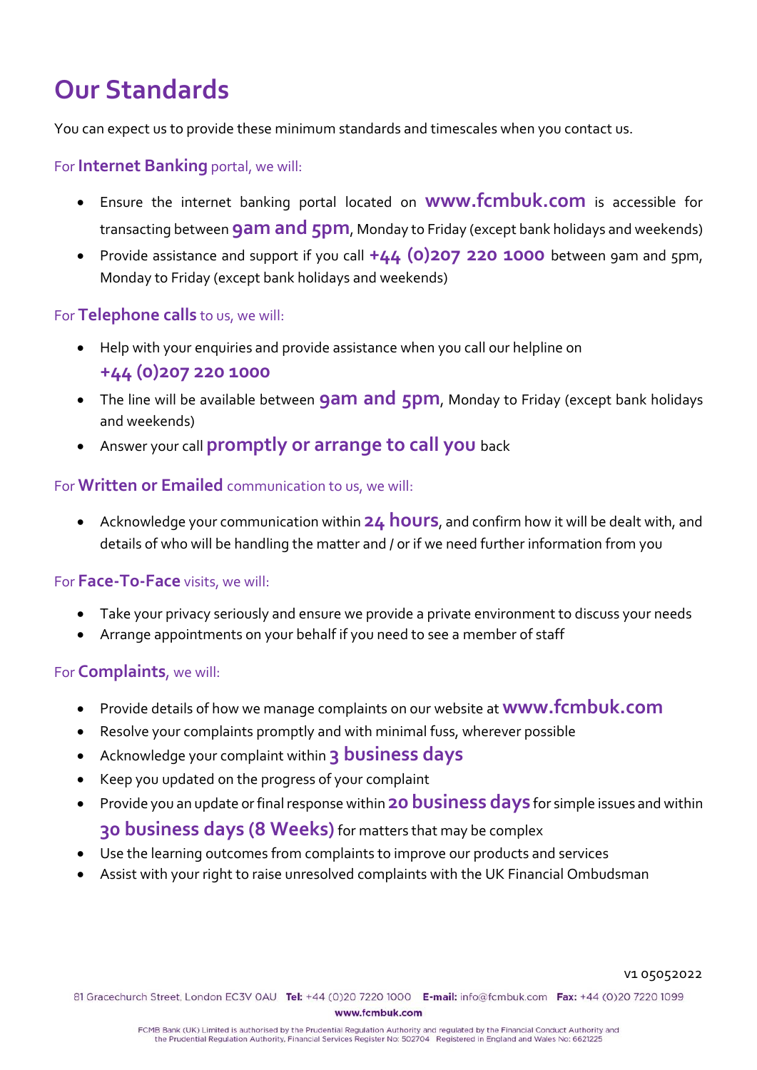# Our Standards

You can expect us to provide these minimum standards and timescales when you contact us.

For **Internet Banking** portal, we will:

- Ensure the internet banking portal located on **www.fcmbuk.com** is accessible for transacting between **9am and 5pm**, Monday to Friday (except bank holidays and weekends)
- Provide assistance and support if you call **+44 (0)207 220 1000** between 9am and 5pm, Monday to Friday (except bank holidays and weekends)

For **Telephone calls** to us, we will:

- Help with your enquiries and provide assistance when you call our helpline on **+44 (0)207 220 1000**
- The line will be available between **9am and 5pm**, Monday to Friday (except bank holidays and weekends)
- Answer your call **promptly or arrange to call you** back

For **Written or Emailed** communication to us, we will:

- Acknowledge your communication within **24 hours**, and confirm how it will be dealt with, and details of who will be handling the matter and / or if we need further information from you

For **Face-To-Face** visits, we will:

- Take your privacy seriously and ensure we provide a private environment to discuss your needs
- Arrange appointments on your behalf if you need to see a member of staff

For **Complaints**, we will:

- Provide details of how we manage complaints on our website at **www.fcmbuk.com**
- Resolve your complaints promptly and with minimal fuss, wherever possible
- Acknowledge your complaint within **3 business days**
- Keep you updated on the progress of your complaint
- Provide you an update or final response within **20 business days** for simple issues and within **30 business days (8 Weeks)** for matters that may be complex
- Use the learning outcomes from complaints to improve our products and services
- Assist with your right to raise unresolved complaints with the UK Financial Ombudsman

V1 05052022